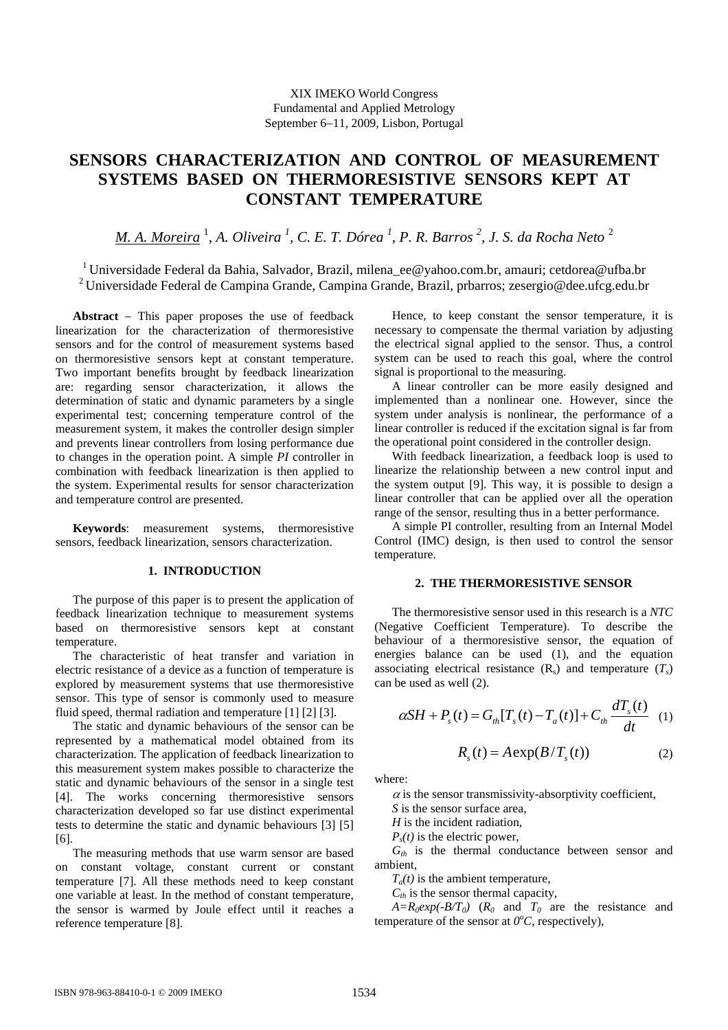XIX IMEKO World Congress
Fundamental and Applied Metrology
September 6−11, 2009, Lisbon, Portugal

# SENSORS CHARACTERIZATION AND CONTROL OF MEASUREMENT SYSTEMS BASED ON THERMORESISTIVE SENSORS KEPT AT CONSTANT TEMPERATURE

M. A. Moreira [1], *A. Oliveira [1], C. E. T. Dórea [1], P. R. Barros [2], J. S. da Rocha Neto* [2]

[1] Universidade Federal da Bahia, Salvador, Brazil, milena_ee@yahoo.com.br, amauri; cetdorea@ufba.br
[2] Universidade Federal de Campina Grande, Campina Grande, Brazil, prbarros; zesergio@dee.ufcg.edu.br

**Abstract** − This paper proposes the use of feedback linearization for the characterization of thermoresistive sensors and for the control of measurement systems based on thermoresistive sensors kept at constant temperature. Two important benefits brought by feedback linearization are: regarding sensor characterization, it allows the determination of static and dynamic parameters by a single experimental test; concerning temperature control of the measurement system, it makes the controller design simpler and prevents linear controllers from losing performance due to changes in the operation point. A simple *PI* controller in combination with feedback linearization is then applied to the system. Experimental results for sensor characterization and temperature control are presented.

**Keywords**: measurement systems, thermoresistive sensors, feedback linearization, sensors characterization.

## 1. INTRODUCTION

The purpose of this paper is to present the application of feedback linearization technique to measurement systems based on thermoresistive sensors kept at constant temperature.

The characteristic of heat transfer and variation in electric resistance of a device as a function of temperature is explored by measurement systems that use thermoresistive sensor. This type of sensor is commonly used to measure fluid speed, thermal radiation and temperature [1] [2] [3].

The static and dynamic behaviours of the sensor can be represented by a mathematical model obtained from its characterization. The application of feedback linearization to this measurement system makes possible to characterize the static and dynamic behaviours of the sensor in a single test [4]. The works concerning thermoresistive sensors characterization developed so far use distinct experimental tests to determine the static and dynamic behaviours [3] [5] [6].

The measuring methods that use warm sensor are based on constant voltage, constant current or constant temperature [7]. All these methods need to keep constant one variable at least. In the method of constant temperature, the sensor is warmed by Joule effect until it reaches a reference temperature [8].

Hence, to keep constant the sensor temperature, it is necessary to compensate the thermal variation by adjusting the electrical signal applied to the sensor. Thus, a control system can be used to reach this goal, where the control signal is proportional to the measuring.

A linear controller can be more easily designed and implemented than a nonlinear one. However, since the system under analysis is nonlinear, the performance of a linear controller is reduced if the excitation signal is far from the operational point considered in the controller design.

With feedback linearization, a feedback loop is used to linearize the relationship between a new control input and the system output [9]. This way, it is possible to design a linear controller that can be applied over all the operation range of the sensor, resulting thus in a better performance.

A simple PI controller, resulting from an Internal Model Control (IMC) design, is then used to control the sensor temperature.

## 2. THE THERMORESISTIVE SENSOR

The thermoresistive sensor used in this research is a *NTC* (Negative Coefficient Temperature). To describe the behaviour of a thermoresistive sensor, the equation of energies balance can be used (1), and the equation associating electrical resistance ($R_s$) and temperature ($T_s$) can be used as well (2).

$$\alpha SH + P_s(t) = G_{th}[T_s(t) - T_a(t)] + C_{th}\frac{dT_s(t)}{dt} \quad (1)$$

$$R_s(t) = A\exp(B/T_s(t)) \quad (2)$$

where:

$\alpha$ is the sensor transmissivity-absorptivity coefficient,

$S$ is the sensor surface area,

$H$ is the incident radiation,

$P_s(t)$ is the electric power,

$G_{th}$ is the thermal conductance between sensor and ambient,

$T_a(t)$ is the ambient temperature,

$C_{th}$ is the sensor thermal capacity,

$A=R_0exp(-B/T_0)$ ($R_0$ and $T_0$ are the resistance and temperature of the sensor at $0^oC$, respectively),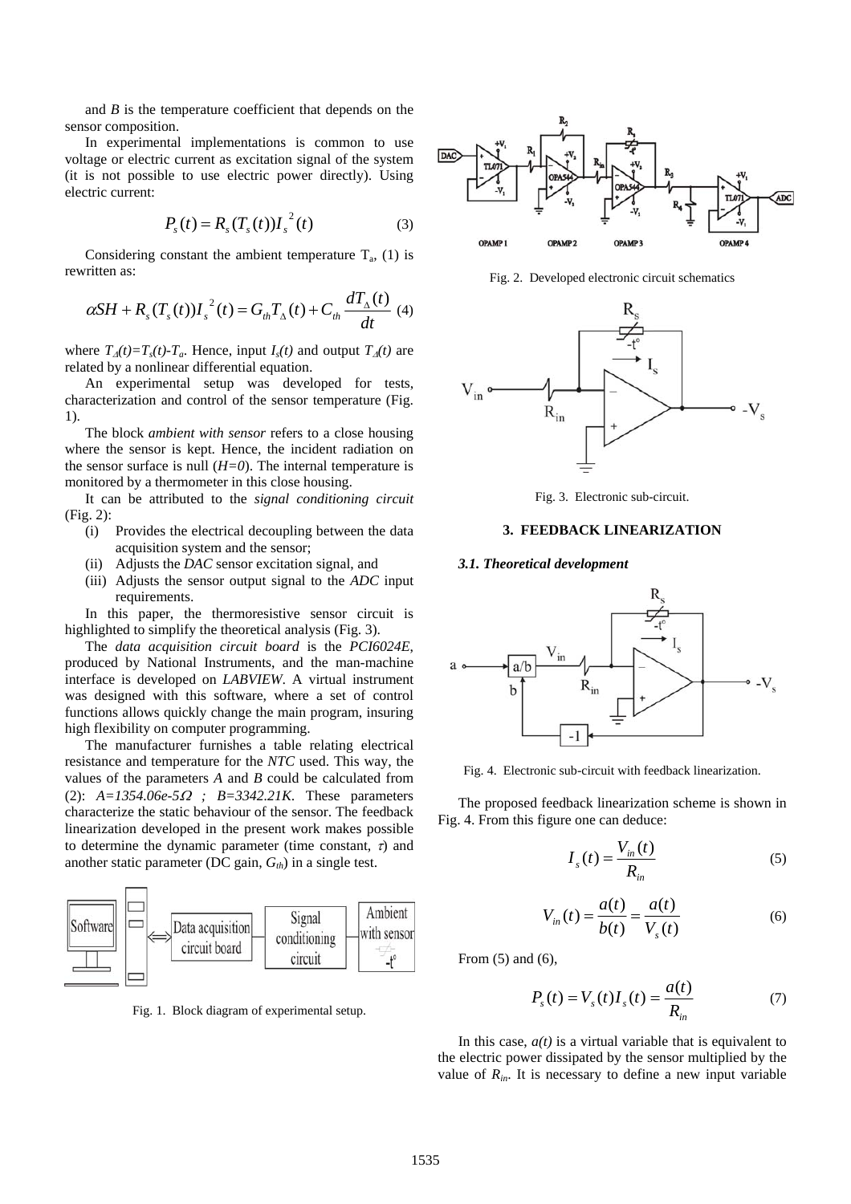and $B$ is the temperature coefficient that depends on the sensor composition.

In experimental implementations is common to use voltage or electric current as excitation signal of the system (it is not possible to use electric power directly). Using electric current:

$$P_s(t) = R_s(T_s(t))I_s^{\,2}(t) \tag{3}$$

Considering constant the ambient temperature $T_a$, (1) is rewritten as:

$$\alpha SH + R_s(T_s(t))I_s^{\,2}(t) = G_{th}T_\Delta(t) + C_{th}\frac{dT_\Delta(t)}{dt} \tag{4}$$

where $T_\Delta(t)=T_s(t)-T_a$. Hence, input $I_s(t)$ and output $T_\Delta(t)$ are related by a nonlinear differential equation.

An experimental setup was developed for tests, characterization and control of the sensor temperature (Fig. 1).

The block *ambient with sensor* refers to a close housing where the sensor is kept. Hence, the incident radiation on the sensor surface is null ($H=0$). The internal temperature is monitored by a thermometer in this close housing.

It can be attributed to the *signal conditioning circuit* (Fig. 2):

- (i) Provides the electrical decoupling between the data acquisition system and the sensor;
- (ii) Adjusts the *DAC* sensor excitation signal, and
- (iii) Adjusts the sensor output signal to the *ADC* input requirements.

In this paper, the thermoresistive sensor circuit is highlighted to simplify the theoretical analysis (Fig. 3).

The *data acquisition circuit board* is the *PCI6024E*, produced by National Instruments, and the man-machine interface is developed on *LABVIEW*. A virtual instrument was designed with this software, where a set of control functions allows quickly change the main program, insuring high flexibility on computer programming.

The manufacturer furnishes a table relating electrical resistance and temperature for the *NTC* used. This way, the values of the parameters $A$ and $B$ could be calculated from (2): $A=1354.06e\text{-}5\Omega$ ; $B=3342.21K$. These parameters characterize the static behaviour of the sensor. The feedback linearization developed in the present work makes possible to determine the dynamic parameter (time constant, $\tau$) and another static parameter (DC gain, $G_{th}$) in a single test.

Fig. 1. Block diagram of experimental setup.

Fig. 2. Developed electronic circuit schematics

Fig. 3. Electronic sub-circuit.

## 3. FEEDBACK LINEARIZATION

### 3.1. Theoretical development

Fig. 4. Electronic sub-circuit with feedback linearization.

The proposed feedback linearization scheme is shown in Fig. 4. From this figure one can deduce:

$$I_s(t) = \frac{V_{in}(t)}{R_{in}} \tag{5}$$

$$V_{in}(t) = \frac{a(t)}{b(t)} = \frac{a(t)}{V_s(t)} \tag{6}$$

From (5) and (6),

$$P_s(t) = V_s(t)I_s(t) = \frac{a(t)}{R_{in}} \tag{7}$$

In this case, $a(t)$ is a virtual variable that is equivalent to the electric power dissipated by the sensor multiplied by the value of $R_{in}$. It is necessary to define a new input variable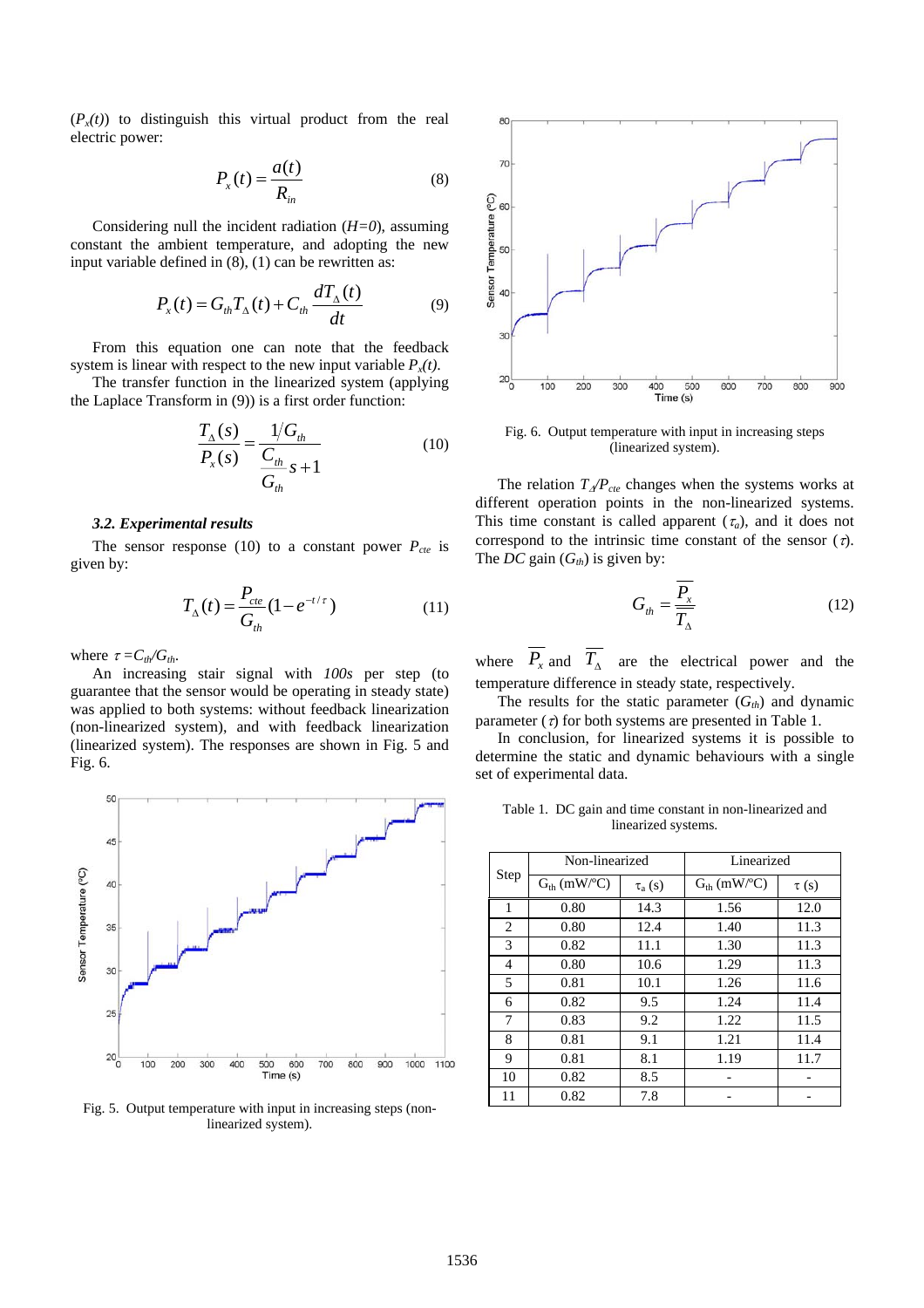($P_x(t)$) to distinguish this virtual product from the real electric power:

$$P_x(t) = \frac{a(t)}{R_{in}} \tag{8}$$

Considering null the incident radiation ($H=0$), assuming constant the ambient temperature, and adopting the new input variable defined in (8), (1) can be rewritten as:

$$P_x(t) = G_{th} T_\Delta(t) + C_{th} \frac{dT_\Delta(t)}{dt} \tag{9}$$

From this equation one can note that the feedback system is linear with respect to the new input variable $P_x(t)$.

The transfer function in the linearized system (applying the Laplace Transform in (9)) is a first order function:

$$\frac{T_\Delta(s)}{P_x(s)} = \frac{1/G_{th}}{\dfrac{C_{th}}{G_{th}} s + 1} \tag{10}$$

### 3.2. Experimental results

The sensor response (10) to a constant power $P_{cte}$ is given by:

$$T_\Delta(t) = \frac{P_{cte}}{G_{th}} (1 - e^{-t/\tau}) \tag{11}$$

where $\tau = C_{th}/G_{th}$.

An increasing stair signal with *100s* per step (to guarantee that the sensor would be operating in steady state) was applied to both systems: without feedback linearization (non-linearized system), and with feedback linearization (linearized system). The responses are shown in Fig. 5 and Fig. 6.

Fig. 5. Output temperature with input in increasing steps (non-linearized system).

Fig. 6. Output temperature with input in increasing steps (linearized system).

The relation $T_\Delta/P_{cte}$ changes when the systems works at different operation points in the non-linearized systems. This time constant is called apparent ($\tau_a$), and it does not correspond to the intrinsic time constant of the sensor ($\tau$). The *DC* gain ($G_{th}$) is given by:

$$G_{th} = \frac{\overline{P_x}}{\overline{T_\Delta}} \tag{12}$$

where $\overline{P_x}$ and $\overline{T_\Delta}$ are the electrical power and the temperature difference in steady state, respectively.

The results for the static parameter ($G_{th}$) and dynamic parameter ($\tau$) for both systems are presented in Table 1.

In conclusion, for linearized systems it is possible to determine the static and dynamic behaviours with a single set of experimental data.

Table 1. DC gain and time constant in non-linearized and linearized systems.

| Step | Non-linearized | | Linearized | |
|---|---|---|---|---|
| | $G_{th}$ (mW/ºC) | $\tau_a$ (s) | $G_{th}$ (mW/ºC) | $\tau$ (s) |
| 1 | 0.80 | 14.3 | 1.56 | 12.0 |
| 2 | 0.80 | 12.4 | 1.40 | 11.3 |
| 3 | 0.82 | 11.1 | 1.30 | 11.3 |
| 4 | 0.80 | 10.6 | 1.29 | 11.3 |
| 5 | 0.81 | 10.1 | 1.26 | 11.6 |
| 6 | 0.82 | 9.5 | 1.24 | 11.4 |
| 7 | 0.83 | 9.2 | 1.22 | 11.5 |
| 8 | 0.81 | 9.1 | 1.21 | 11.4 |
| 9 | 0.81 | 8.1 | 1.19 | 11.7 |
| 10 | 0.82 | 8.5 | - | - |
| 11 | 0.82 | 7.8 | - | - |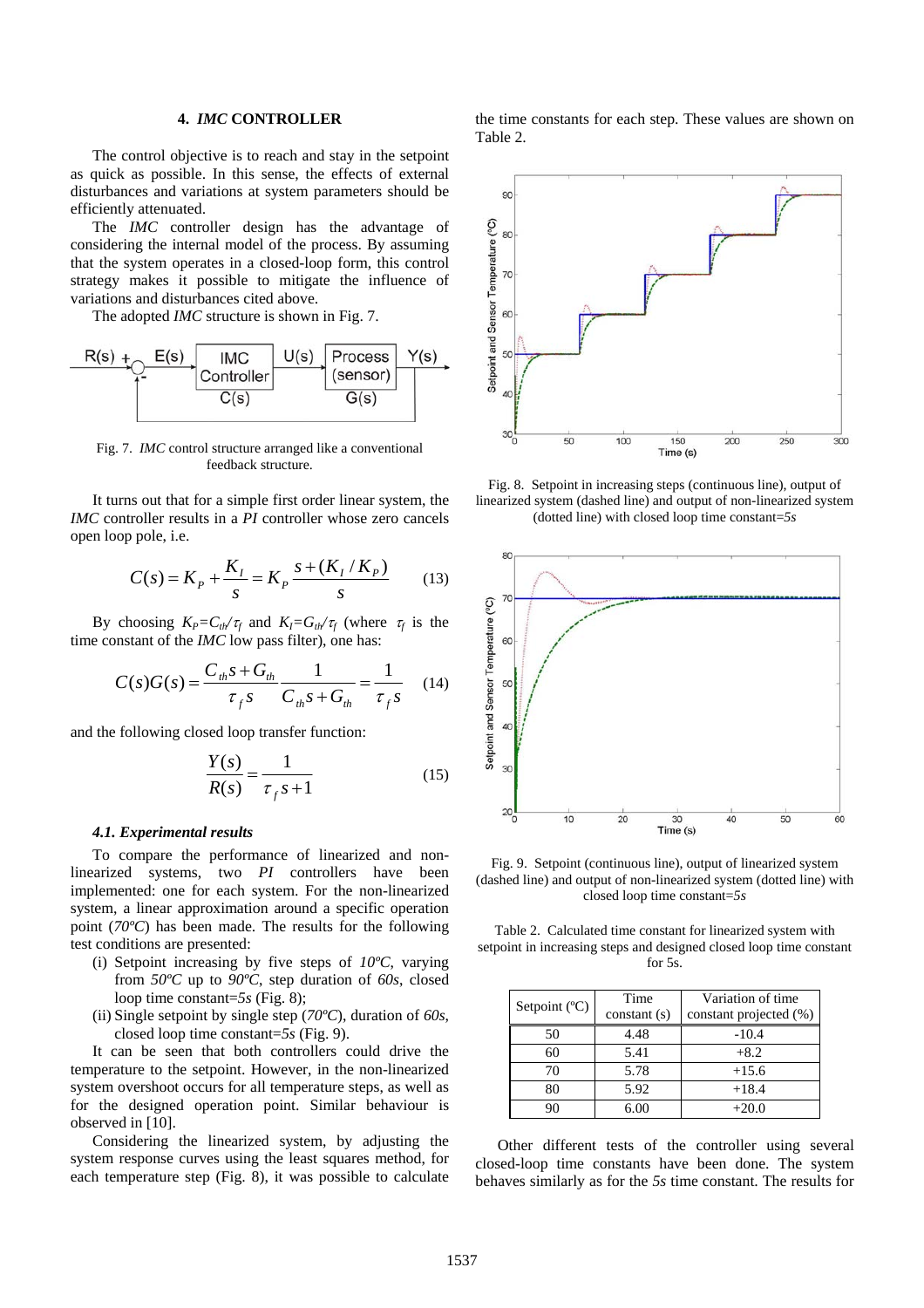## 4. *IMC* CONTROLLER

The control objective is to reach and stay in the setpoint as quick as possible. In this sense, the effects of external disturbances and variations at system parameters should be efficiently attenuated.

The *IMC* controller design has the advantage of considering the internal model of the process. By assuming that the system operates in a closed-loop form, this control strategy makes it possible to mitigate the influence of variations and disturbances cited above.

The adopted *IMC* structure is shown in Fig. 7.

Fig. 7. *IMC* control structure arranged like a conventional feedback structure.

It turns out that for a simple first order linear system, the *IMC* controller results in a *PI* controller whose zero cancels open loop pole, i.e.

$$C(s) = K_P + \frac{K_I}{s} = K_P \frac{s + (K_I / K_P)}{s} \qquad (13)$$

By choosing $K_P = C_{th}/\tau_f$ and $K_I = G_{th}/\tau_f$ (where $\tau_f$ is the time constant of the *IMC* low pass filter), one has:

$$C(s)G(s) = \frac{C_{th}s + G_{th}}{\tau_f s} \frac{1}{C_{th}s + G_{th}} = \frac{1}{\tau_f s} \qquad (14)$$

and the following closed loop transfer function:

$$\frac{Y(s)}{R(s)} = \frac{1}{\tau_f s + 1} \qquad (15)$$

### 4.1. Experimental results

To compare the performance of linearized and non-linearized systems, two *PI* controllers have been implemented: one for each system. For the non-linearized system, a linear approximation around a specific operation point (*70ºC*) has been made. The results for the following test conditions are presented:

(i) Setpoint increasing by five steps of *10ºC*, varying from *50ºC* up to *90ºC*, step duration of *60s*, closed loop time constant=*5s* (Fig. 8);

(ii) Single setpoint by single step (*70ºC*), duration of *60s*, closed loop time constant=*5s* (Fig. 9).

It can be seen that both controllers could drive the temperature to the setpoint. However, in the non-linearized system overshoot occurs for all temperature steps, as well as for the designed operation point. Similar behaviour is observed in [10].

Considering the linearized system, by adjusting the system response curves using the least squares method, for each temperature step (Fig. 8), it was possible to calculate the time constants for each step. These values are shown on Table 2.

Fig. 8. Setpoint in increasing steps (continuous line), output of linearized system (dashed line) and output of non-linearized system (dotted line) with closed loop time constant=*5s*

Fig. 9. Setpoint (continuous line), output of linearized system (dashed line) and output of non-linearized system (dotted line) with closed loop time constant=*5s*

Table 2. Calculated time constant for linearized system with setpoint in increasing steps and designed closed loop time constant for 5s.

| Setpoint (ºC) | Time constant (s) | Variation of time constant projected (%) |
|---|---|---|
| 50 | 4.48 | -10.4 |
| 60 | 5.41 | +8.2 |
| 70 | 5.78 | +15.6 |
| 80 | 5.92 | +18.4 |
| 90 | 6.00 | +20.0 |

Other different tests of the controller using several closed-loop time constants have been done. The system behaves similarly as for the *5s* time constant. The results for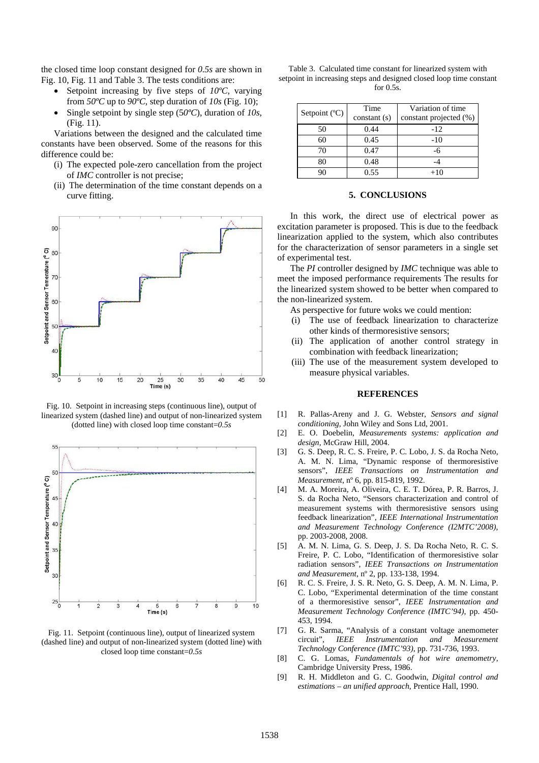the closed time loop constant designed for *0.5s* are shown in Fig. 10, Fig. 11 and Table 3. The tests conditions are:

- Setpoint increasing by five steps of *10ºC*, varying from *50ºC* up to *90ºC*, step duration of *10s* (Fig. 10);
- Single setpoint by single step (*50ºC*), duration of *10s*, (Fig. 11).

Variations between the designed and the calculated time constants have been observed. Some of the reasons for this difference could be:

(i) The expected pole-zero cancellation from the project of *IMC* controller is not precise;

(ii) The determination of the time constant depends on a curve fitting.

Fig. 10. Setpoint in increasing steps (continuous line), output of linearized system (dashed line) and output of non-linearized system (dotted line) with closed loop time constant=*0.5s*

Fig. 11. Setpoint (continuous line), output of linearized system (dashed line) and output of non-linearized system (dotted line) with closed loop time constant=*0.5s*

Table 3. Calculated time constant for linearized system with setpoint in increasing steps and designed closed loop time constant for 0.5s.

| Setpoint (ºC) | Time constant (s) | Variation of time constant projected (%) |
|---|---|---|
| 50 | 0.44 | -12 |
| 60 | 0.45 | -10 |
| 70 | 0.47 | -6 |
| 80 | 0.48 | -4 |
| 90 | 0.55 | +10 |

## 5. CONCLUSIONS

In this work, the direct use of electrical power as excitation parameter is proposed. This is due to the feedback linearization applied to the system, which also contributes for the characterization of sensor parameters in a single set of experimental test.

The *PI* controller designed by *IMC* technique was able to meet the imposed performance requirements The results for the linearized system showed to be better when compared to the non-linearized system.

As perspective for future woks we could mention:

(i) The use of feedback linearization to characterize other kinds of thermoresistive sensors;

(ii) The application of another control strategy in combination with feedback linearization;

(iii) The use of the measurement system developed to measure physical variables.

## REFERENCES

[1] R. Pallas-Areny and J. G. Webster, *Sensors and signal conditioning*, John Wiley and Sons Ltd, 2001.

[2] E. O. Doebelin, *Measurements systems: application and design*, McGraw Hill, 2004.

[3] G. S. Deep, R. C. S. Freire, P. C. Lobo, J. S. da Rocha Neto, A. M. N. Lima, "Dynamic response of thermoresistive sensors", *IEEE Transactions on Instrumentation and Measurement*, nº 6, pp. 815-819, 1992.

[4] M. A. Moreira, A. Oliveira, C. E. T. Dórea, P. R. Barros, J. S. da Rocha Neto, "Sensors characterization and control of measurement systems with thermoresistive sensors using feedback linearization", *IEEE International Instrumentation and Measurement Technology Conference (I2MTC'2008)*, pp. 2003-2008, 2008.

[5] A. M. N. Lima, G. S. Deep, J. S. Da Rocha Neto, R. C. S. Freire, P. C. Lobo, "Identification of thermoresistive solar radiation sensors", *IEEE Transactions on Instrumentation and Measurement*, nº 2, pp. 133-138, 1994.

[6] R. C. S. Freire, J. S. R. Neto, G. S. Deep, A. M. N. Lima, P. C. Lobo, "Experimental determination of the time constant of a thermoresistive sensor", *IEEE Instrumentation and Measurement Technology Conference (IMTC'94)*, pp. 450-453, 1994.

[7] G. R. Sarma, "Analysis of a constant voltage anemometer circuit", *IEEE Instrumentation and Measurement Technology Conference (IMTC'93)*, pp. 731-736, 1993.

[8] C. G. Lomas, *Fundamentals of hot wire anemometry*, Cambridge University Press, 1986.

[9] R. H. Middleton and G. C. Goodwin, *Digital control and estimations – an unified approach*, Prentice Hall, 1990.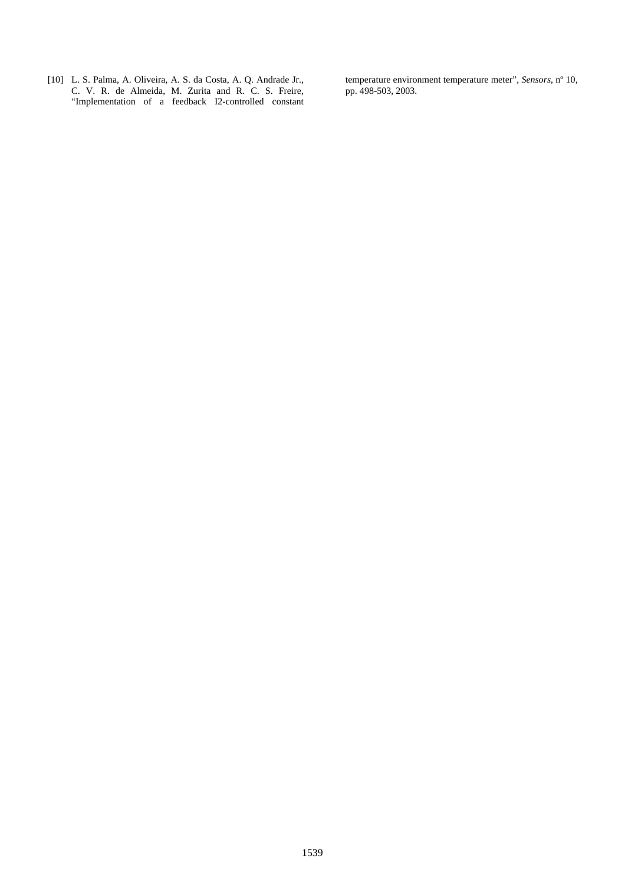[10] L. S. Palma, A. Oliveira, A. S. da Costa, A. Q. Andrade Jr., C. V. R. de Almeida, M. Zurita and R. C. S. Freire, "Implementation of a feedback I2-controlled constant temperature environment temperature meter", *Sensors*, nº 10, pp. 498-503, 2003.